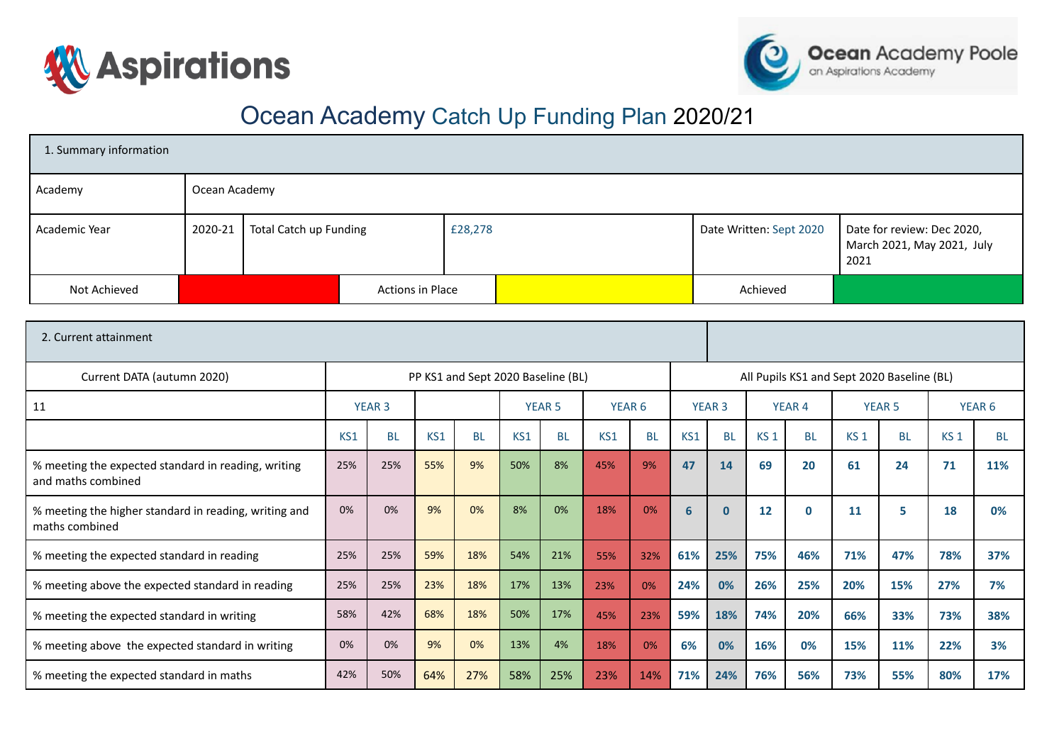# Ocean Academy Catch Up Funding Plan 2020/21

| 1. Summary information | | | | | |
|---|---|---|---|---|---|
| Academy | Ocean Academy | | | | |
| Academic Year | 2020-21 | Total Catch up Funding | £28,278 | Date Written: Sept 2020 | Date for review: Dec 2020, March 2021, May 2021, July 2021 |

| Not Achieved | | Actions in Place | | Achieved | |
|---|---|---|---|---|---|

| 2. Current attainment | | | | | | | | | | | | | | | | |
|---|---|---|---|---|---|---|---|---|---|---|---|---|---|---|---|---|
| Current DATA (autumn 2020) | PP KS1 and Sept 2020 Baseline (BL) | | | | | | | | All Pupils KS1 and Sept 2020 Baseline (BL) | | | | | | | |
| 11 | YEAR 3 | | | | YEAR 5 | | YEAR 6 | | YEAR 3 | | YEAR 4 | | YEAR 5 | | YEAR 6 | |
| | KS1 | BL | KS1 | BL | KS1 | BL | KS1 | BL | KS1 | BL | KS 1 | BL | KS 1 | BL | KS 1 | BL |
| % meeting the expected standard in reading, writing and maths combined | 25% | 25% | 55% | 9% | 50% | 8% | 45% | 9% | 47 | 14 | 69 | 20 | 61 | 24 | 71 | 11% |
| % meeting the higher standard in reading, writing and maths combined | 0% | 0% | 9% | 0% | 8% | 0% | 18% | 0% | 6 | 0 | 12 | 0 | 11 | 5 | 18 | 0% |
| % meeting the expected standard in reading | 25% | 25% | 59% | 18% | 54% | 21% | 55% | 32% | 61% | 25% | 75% | 46% | 71% | 47% | 78% | 37% |
| % meeting above the expected standard in reading | 25% | 25% | 23% | 18% | 17% | 13% | 23% | 0% | 24% | 0% | 26% | 25% | 20% | 15% | 27% | 7% |
| % meeting the expected standard in writing | 58% | 42% | 68% | 18% | 50% | 17% | 45% | 23% | 59% | 18% | 74% | 20% | 66% | 33% | 73% | 38% |
| % meeting above the expected standard in writing | 0% | 0% | 9% | 0% | 13% | 4% | 18% | 0% | 6% | 0% | 16% | 0% | 15% | 11% | 22% | 3% |
| % meeting the expected standard in maths | 42% | 50% | 64% | 27% | 58% | 25% | 23% | 14% | 71% | 24% | 76% | 56% | 73% | 55% | 80% | 17% |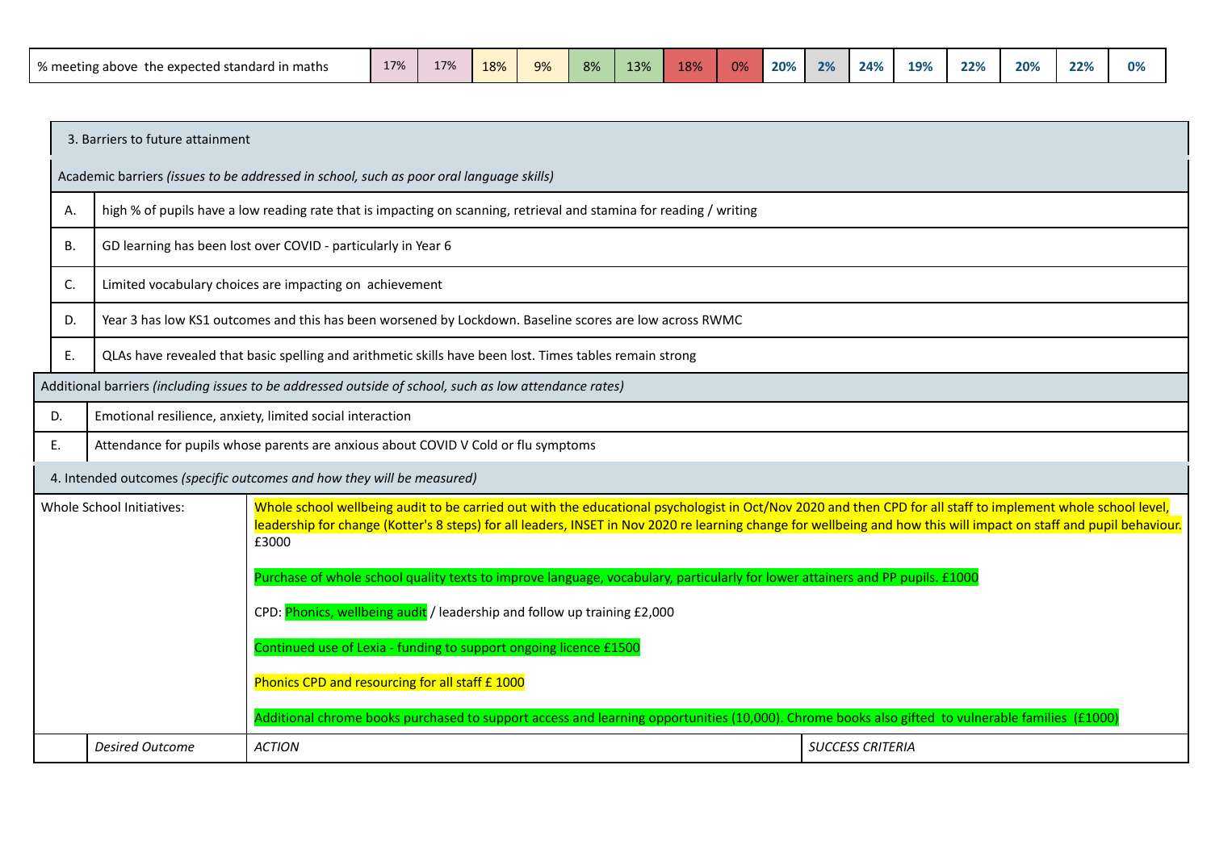| % meeting above the expected standard in maths | 17% | 17% | 18% | 9% | 8% | 13% | 18% | 0% | 20% | 2% | 24% | 19% | 22% | 20% | 22% | 0% |
|---|---|---|---|---|---|---|---|---|---|---|---|---|---|---|---|---|

| 3. Barriers to future attainment | |
|---|---|
| Academic barriers *(issues to be addressed in school, such as poor oral language skills)* | |
| A. | high % of pupils have a low reading rate that is impacting on scanning, retrieval and stamina for reading / writing |
| B. | GD learning has been lost over COVID - particularly in Year 6 |
| C. | Limited vocabulary choices are impacting on achievement |
| D. | Year 3 has low KS1 outcomes and this has been worsened by Lockdown. Baseline scores are low across RWMC |
| E. | QLAs have revealed that basic spelling and arithmetic skills have been lost. Times tables remain strong |
| Additional barriers *(including issues to be addressed outside of school, such as low attendance rates)* | |
| D. | Emotional resilience, anxiety, limited social interaction |
| E. | Attendance for pupils whose parents are anxious about COVID V Cold or flu symptoms |

| 4. Intended outcomes *(specific outcomes and how they will be measured)* | | | |
|---|---|---|---|
| Whole School Initiatives: | | Whole school wellbeing audit to be carried out with the educational psychologist in Oct/Nov 2020 and then CPD for all staff to implement whole school level, leadership for change (Kotter's 8 steps) for all leaders, INSET in Nov 2020 re learning change for wellbeing and how this will impact on staff and pupil behaviour. £3000<br><br>Purchase of whole school quality texts to improve language, vocabulary, particularly for lower attainers and PP pupils. £1000<br><br>CPD: Phonics, wellbeing audit / leadership and follow up training £2,000<br><br>Continued use of Lexia - funding to support ongoing licence £1500<br><br>Phonics CPD and resourcing for all staff £ 1000<br><br>Additional chrome books purchased to support access and learning opportunities (10,000). Chrome books also gifted to vulnerable families (£1000) | |
| | *Desired Outcome* | *ACTION* | *SUCCESS CRITERIA* |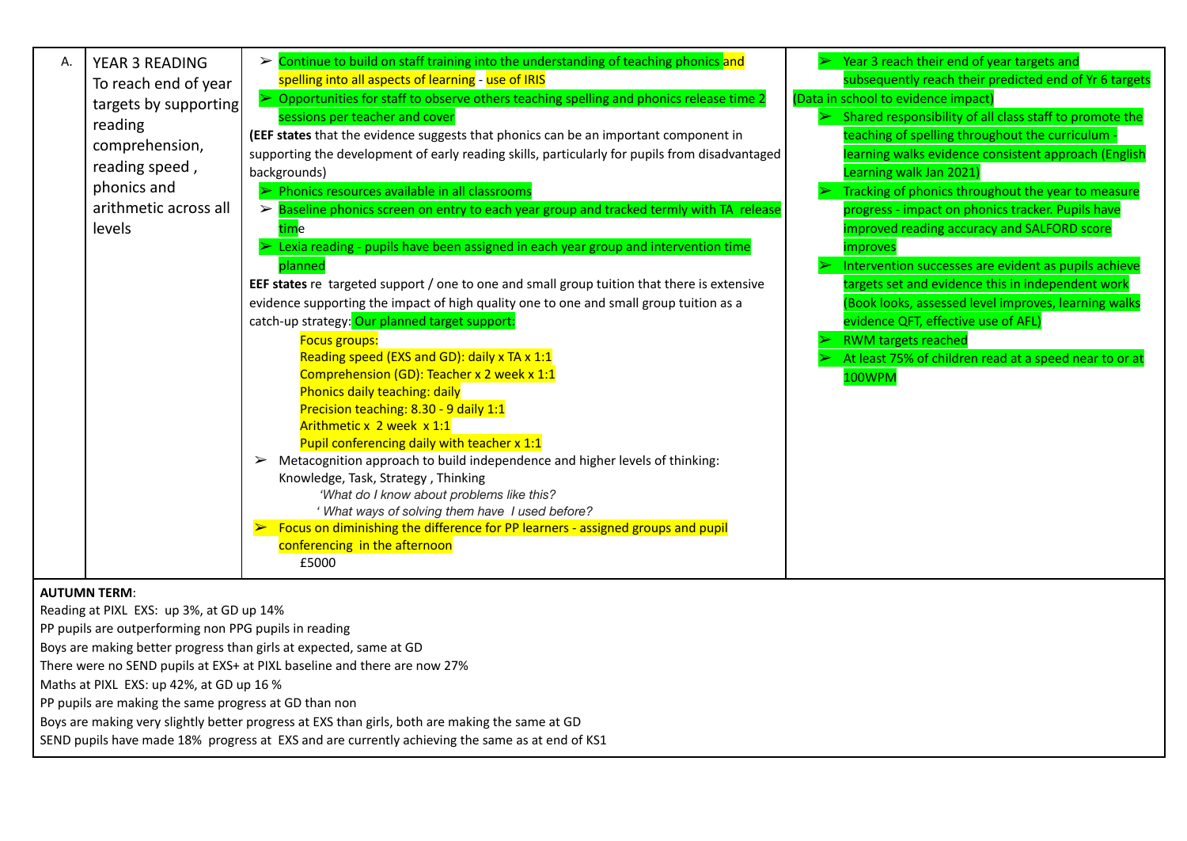| A. | YEAR 3 READING<br>To reach end of year targets by supporting reading comprehension, reading speed , phonics and arithmetic across all levels | ➢ Continue to build on staff training into the understanding of teaching phonics and spelling into all aspects of learning - use of IRIS<br>➢ Opportunities for staff to observe others teaching spelling and phonics release time 2 sessions per teacher and cover<br>**(EEF states** that the evidence suggests that phonics can be an important component in supporting the development of early reading skills, particularly for pupils from disadvantaged backgrounds)<br>➢ Phonics resources available in all classrooms<br>➢ Baseline phonics screen on entry to each year group and tracked termly with TA release time<br>➢ Lexia reading - pupils have been assigned in each year group and intervention time planned<br>**EEF states** re targeted support / one to one and small group tuition that there is extensive evidence supporting the impact of high quality one to one and small group tuition as a catch-up strategy: Our planned target support:<br>Focus groups:<br>Reading speed (EXS and GD): daily x TA x 1:1<br>Comprehension (GD): Teacher x 2 week x 1:1<br>Phonics daily teaching: daily<br>Precision teaching: 8.30 - 9 daily 1:1<br>Arithmetic x 2 week x 1:1<br>Pupil conferencing daily with teacher x 1:1<br>➢ Metacognition approach to build independence and higher levels of thinking: Knowledge, Task, Strategy , Thinking<br>*'What do I know about problems like this?*<br>*' What ways of solving them have I used before?*<br>➢ Focus on diminishing the difference for PP learners - assigned groups and pupil conferencing in the afternoon<br>£5000 | ➢ Year 3 reach their end of year targets and subsequently reach their predicted end of Yr 6 targets (Data in school to evidence impact)<br>➢ Shared responsibility of all class staff to promote the teaching of spelling throughout the curriculum - learning walks evidence consistent approach (English Learning walk Jan 2021)<br>➢ Tracking of phonics throughout the year to measure progress - impact on phonics tracker. Pupils have improved reading accuracy and SALFORD score improves<br>➢ Intervention successes are evident as pupils achieve targets set and evidence this in independent work (Book looks, assessed level improves, learning walks evidence QFT, effective use of AFL)<br>➢ RWM targets reached<br>➢ At least 75% of children read at a speed near to or at 100WPM |

**AUTUMN TERM**:

Reading at PIXL EXS: up 3%, at GD up 14%

PP pupils are outperforming non PPG pupils in reading

Boys are making better progress than girls at expected, same at GD

There were no SEND pupils at EXS+ at PIXL baseline and there are now 27%

Maths at PIXL EXS: up 42%, at GD up 16 %

PP pupils are making the same progress at GD than non

Boys are making very slightly better progress at EXS than girls, both are making the same at GD

SEND pupils have made 18% progress at EXS and are currently achieving the same as at end of KS1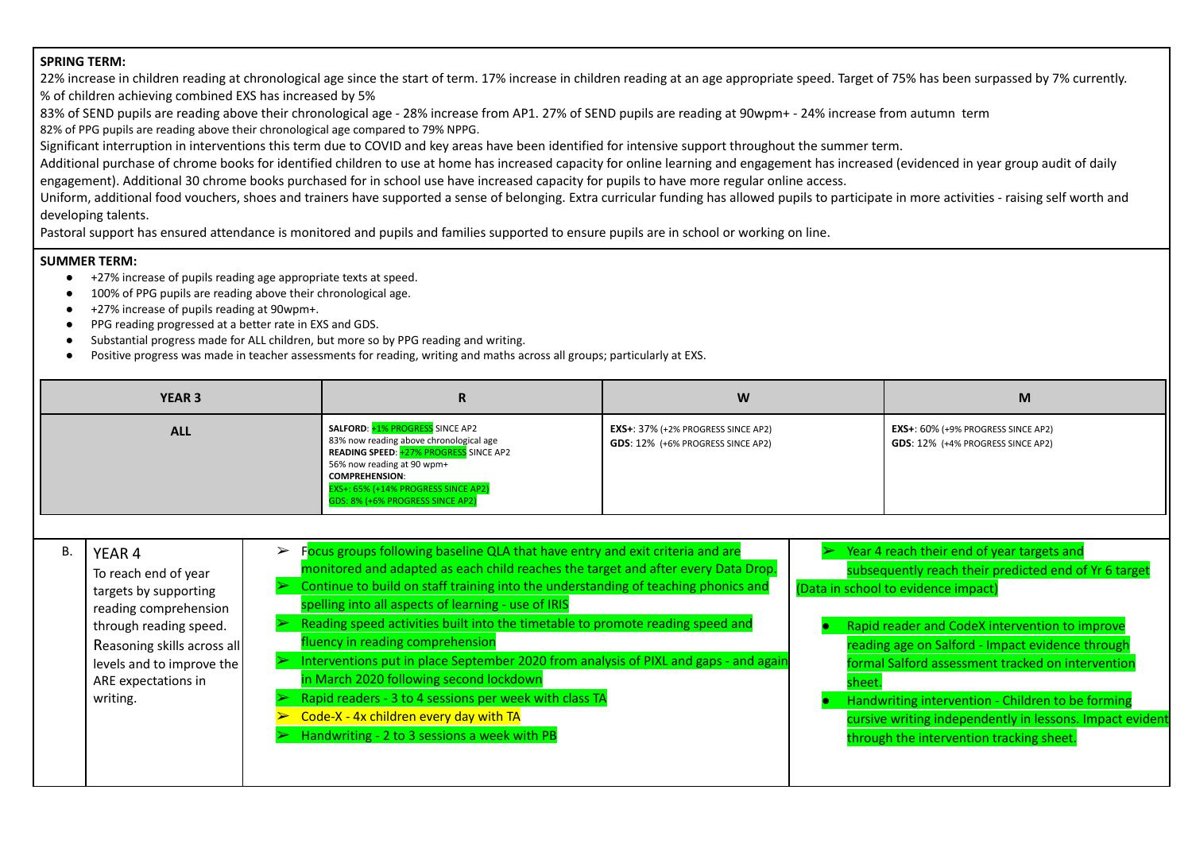**SPRING TERM:**

22% increase in children reading at chronological age since the start of term. 17% increase in children reading at an age appropriate speed. Target of 75% has been surpassed by 7% currently.
% of children achieving combined EXS has increased by 5%

83% of SEND pupils are reading above their chronological age - 28% increase from AP1. 27% of SEND pupils are reading at 90wpm+ - 24% increase from autumn term

82% of PPG pupils are reading above their chronological age compared to 79% NPPG.

Significant interruption in interventions this term due to COVID and key areas have been identified for intensive support throughout the summer term.

Additional purchase of chrome books for identified children to use at home has increased capacity for online learning and engagement has increased (evidenced in year group audit of daily engagement). Additional 30 chrome books purchased for in school use have increased capacity for pupils to have more regular online access.

Uniform, additional food vouchers, shoes and trainers have supported a sense of belonging. Extra curricular funding has allowed pupils to participate in more activities - raising self worth and developing talents.

Pastoral support has ensured attendance is monitored and pupils and families supported to ensure pupils are in school or working on line.

**SUMMER TERM:**

- +27% increase of pupils reading age appropriate texts at speed.
- 100% of PPG pupils are reading above their chronological age.
- +27% increase of pupils reading at 90wpm+.
- PPG reading progressed at a better rate in EXS and GDS.
- Substantial progress made for ALL children, but more so by PPG reading and writing.
- Positive progress was made in teacher assessments for reading, writing and maths across all groups; particularly at EXS.

| YEAR 3 | R | W | M |
|---|---|---|---|
| ALL | **SALFORD**: +1% PROGRESS SINCE AP2<br>83% now reading above chronological age<br>**READING SPEED**: +27% PROGRESS SINCE AP2<br>56% now reading at 90 wpm+<br>**COMPREHENSION**:<br>EXS+: 65% (+14% PROGRESS SINCE AP2)<br>GDS: 8% (+6% PROGRESS SINCE AP2) | **EXS+**: 37% (+2% PROGRESS SINCE AP2)<br>**GDS**: 12% (+6% PROGRESS SINCE AP2) | **EXS+**: 60% (+9% PROGRESS SINCE AP2)<br>**GDS**: 12% (+4% PROGRESS SINCE AP2) |

| B. | YEAR 4<br>To reach end of year targets by supporting reading comprehension through reading speed. Reasoning skills across all levels and to improve the ARE expectations in writing. | ➢ Focus groups following baseline QLA that have entry and exit criteria and are monitored and adapted as each child reaches the target and after every Data Drop.<br>➢ Continue to build on staff training into the understanding of teaching phonics and spelling into all aspects of learning - use of IRIS<br>➢ Reading speed activities built into the timetable to promote reading speed and fluency in reading comprehension<br>➢ Interventions put in place September 2020 from analysis of PIXL and gaps - and again in March 2020 following second lockdown<br>➢ Rapid readers - 3 to 4 sessions per week with class TA<br>➢ Code-X - 4x children every day with TA<br>➢ Handwriting - 2 to 3 sessions a week with PB | ➢ Year 4 reach their end of year targets and subsequently reach their predicted end of Yr 6 target (Data in school to evidence impact)<br>• Rapid reader and CodeX intervention to improve reading age on Salford - Impact evidence through formal Salford assessment tracked on intervention sheet.<br>• Handwriting intervention - Children to be forming cursive writing independently in lessons. Impact evident through the intervention tracking sheet. |
|---|---|---|---|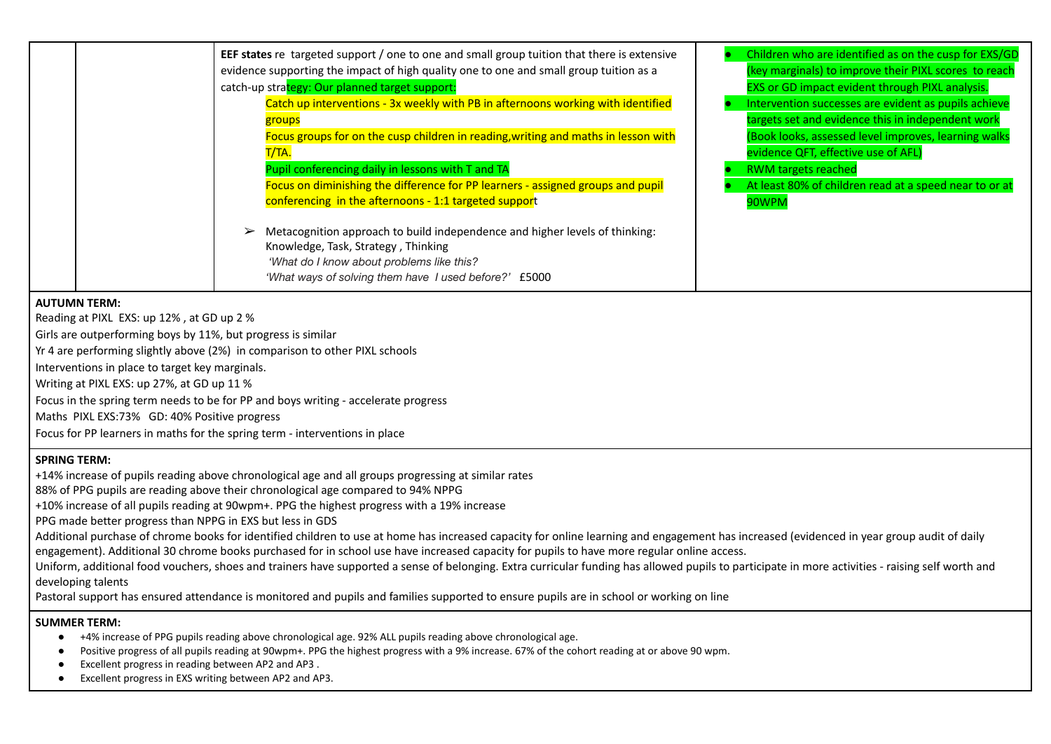| | | | |
|---|---|---|---|
| | | **EEF states** re targeted support / one to one and small group tuition that there is extensive evidence supporting the impact of high quality one to one and small group tuition as a catch-up strategy: Our planned target support:<br>Catch up interventions - 3x weekly with PB in afternoons working with identified groups<br>Focus groups for on the cusp children in reading,writing and maths in lesson with T/TA.<br>Pupil conferencing daily in lessons with T and TA<br>Focus on diminishing the difference for PP learners - assigned groups and pupil conferencing in the afternoons - 1:1 targeted support<br><br>➢ Metacognition approach to build independence and higher levels of thinking: Knowledge, Task, Strategy , Thinking<br>*'What do I know about problems like this?*<br>*'What ways of solving them have I used before?'* £5000 | • Children who are identified as on the cusp for EXS/GD (key marginals) to improve their PIXL scores to reach EXS or GD impact evident through PIXL analysis.<br>• Intervention successes are evident as pupils achieve targets set and evidence this in independent work (Book looks, assessed level improves, learning walks evidence QFT, effective use of AFL)<br>• RWM targets reached<br>• At least 80% of children read at a speed near to or at 90WPM |

**AUTUMN TERM:**
Reading at PIXL EXS: up 12% , at GD up 2 %
Girls are outperforming boys by 11%, but progress is similar
Yr 4 are performing slightly above (2%) in comparison to other PIXL schools
Interventions in place to target key marginals.
Writing at PIXL EXS: up 27%, at GD up 11 %
Focus in the spring term needs to be for PP and boys writing - accelerate progress
Maths PIXL EXS:73% GD: 40% Positive progress
Focus for PP learners in maths for the spring term - interventions in place

**SPRING TERM:**
+14% increase of pupils reading above chronological age and all groups progressing at similar rates
88% of PPG pupils are reading above their chronological age compared to 94% NPPG
+10% increase of all pupils reading at 90wpm+. PPG the highest progress with a 19% increase
PPG made better progress than NPPG in EXS but less in GDS
Additional purchase of chrome books for identified children to use at home has increased capacity for online learning and engagement has increased (evidenced in year group audit of daily engagement). Additional 30 chrome books purchased for in school use have increased capacity for pupils to have more regular online access.
Uniform, additional food vouchers, shoes and trainers have supported a sense of belonging. Extra curricular funding has allowed pupils to participate in more activities - raising self worth and developing talents
Pastoral support has ensured attendance is monitored and pupils and families supported to ensure pupils are in school or working on line

**SUMMER TERM:**
- +4% increase of PPG pupils reading above chronological age. 92% ALL pupils reading above chronological age.
- Positive progress of all pupils reading at 90wpm+. PPG the highest progress with a 9% increase. 67% of the cohort reading at or above 90 wpm.
- Excellent progress in reading between AP2 and AP3 .
- Excellent progress in EXS writing between AP2 and AP3.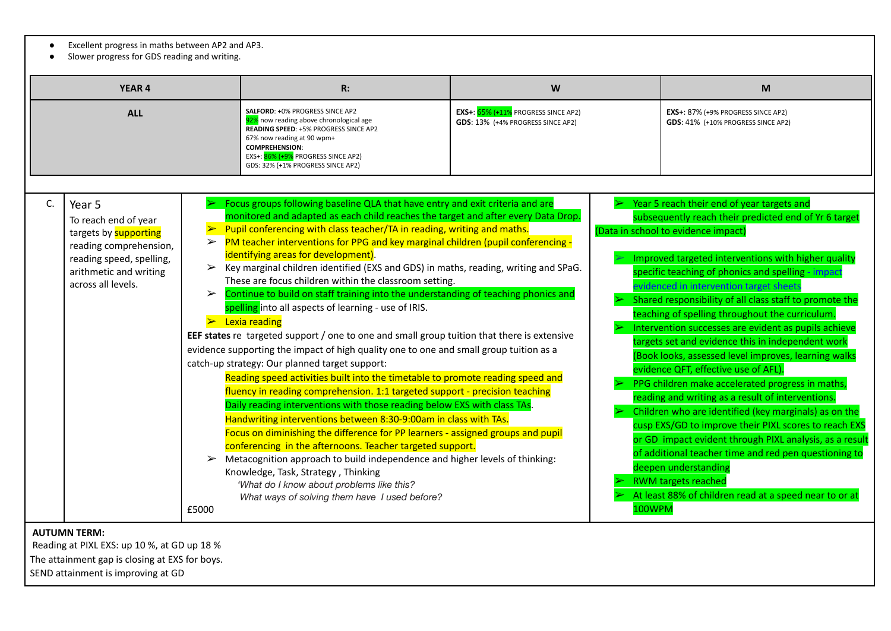- Excellent progress in maths between AP2 and AP3.
- Slower progress for GDS reading and writing.

| YEAR 4 | R: | W | M |
|---|---|---|---|
| **ALL** | **SALFORD**: +0% PROGRESS SINCE AP2<br>92% now reading above chronological age<br>**READING SPEED**: +5% PROGRESS SINCE AP2<br>67% now reading at 90 wpm+<br>**COMPREHENSION**:<br>EXS+: 86% (+9% PROGRESS SINCE AP2)<br>GDS: 32% (+1% PROGRESS SINCE AP2) | **EXS+**: 65% (+11% PROGRESS SINCE AP2)<br>**GDS**: 13% (+4% PROGRESS SINCE AP2) | **EXS+**: 87% (+9% PROGRESS SINCE AP2)<br>**GDS**: 41% (+10% PROGRESS SINCE AP2) |

| | | | |
|---|---|---|---|
| C. | Year 5<br>To reach end of year targets by supporting reading comprehension, reading speed, spelling, arithmetic and writing across all levels. | ➢ Focus groups following baseline QLA that have entry and exit criteria and are monitored and adapted as each child reaches the target and after every Data Drop.<br>➢ Pupil conferencing with class teacher/TA in reading, writing and maths.<br>➢ PM teacher interventions for PPG and key marginal children (pupil conferencing - identifying areas for development).<br>➢ Key marginal children identified (EXS and GDS) in maths, reading, writing and SPaG. These are focus children within the classroom setting.<br>➢ Continue to build on staff training into the understanding of teaching phonics and spelling into all aspects of learning - use of IRIS.<br>➢ Lexia reading<br>**EEF states** re targeted support / one to one and small group tuition that there is extensive evidence supporting the impact of high quality one to one and small group tuition as a catch-up strategy: Our planned target support:<br>Reading speed activities built into the timetable to promote reading speed and fluency in reading comprehension. 1:1 targeted support - precision teaching<br>Daily reading interventions with those reading below EXS with class TAs.<br>Handwriting interventions between 8:30-9:00am in class with TAs.<br>Focus on diminishing the difference for PP learners - assigned groups and pupil conferencing in the afternoons. Teacher targeted support.<br>➢ Metacognition approach to build independence and higher levels of thinking: Knowledge, Task, Strategy , Thinking<br>*'What do I know about problems like this?*<br>*What ways of solving them have I used before?*<br>£5000 | ➢ Year 5 reach their end of year targets and subsequently reach their predicted end of Yr 6 target (Data in school to evidence impact)<br>➢ Improved targeted interventions with higher quality specific teaching of phonics and spelling - impact evidenced in intervention target sheets<br>➢ Shared responsibility of all class staff to promote the teaching of spelling throughout the curriculum.<br>➢ Intervention successes are evident as pupils achieve targets set and evidence this in independent work (Book looks, assessed level improves, learning walks evidence QFT, effective use of AFL).<br>➢ PPG children make accelerated progress in maths, reading and writing as a result of interventions.<br>➢ Children who are identified (key marginals) as on the cusp EXS/GD to improve their PIXL scores to reach EXS or GD impact evident through PIXL analysis, as a result of additional teacher time and red pen questioning to deepen understanding<br>➢ RWM targets reached<br>➢ At least 88% of children read at a speed near to or at 100WPM |

**AUTUMN TERM:**

Reading at PIXL EXS: up 10 %, at GD up 18 %

The attainment gap is closing at EXS for boys.

SEND attainment is improving at GD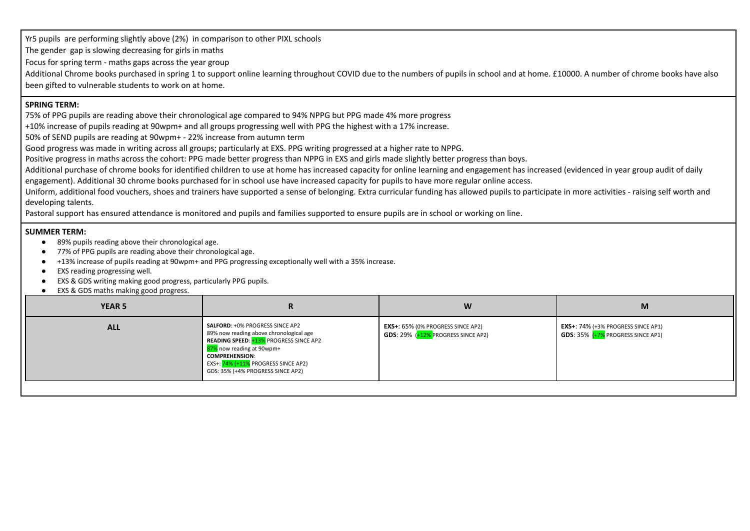Yr5 pupils are performing slightly above (2%) in comparison to other PIXL schools

The gender gap is slowing decreasing for girls in maths

Focus for spring term - maths gaps across the year group

Additional Chrome books purchased in spring 1 to support online learning throughout COVID due to the numbers of pupils in school and at home. £10000. A number of chrome books have also been gifted to vulnerable students to work on at home.

**SPRING TERM:**

75% of PPG pupils are reading above their chronological age compared to 94% NPPG but PPG made 4% more progress

+10% increase of pupils reading at 90wpm+ and all groups progressing well with PPG the highest with a 17% increase.

50% of SEND pupils are reading at 90wpm+ - 22% increase from autumn term

Good progress was made in writing across all groups; particularly at EXS. PPG writing progressed at a higher rate to NPPG.

Positive progress in maths across the cohort: PPG made better progress than NPPG in EXS and girls made slightly better progress than boys.

Additional purchase of chrome books for identified children to use at home has increased capacity for online learning and engagement has increased (evidenced in year group audit of daily engagement). Additional 30 chrome books purchased for in school use have increased capacity for pupils to have more regular online access.

Uniform, additional food vouchers, shoes and trainers have supported a sense of belonging. Extra curricular funding has allowed pupils to participate in more activities - raising self worth and developing talents.

Pastoral support has ensured attendance is monitored and pupils and families supported to ensure pupils are in school or working on line.

**SUMMER TERM:**

- 89% pupils reading above their chronological age.
- 77% of PPG pupils are reading above their chronological age.
- +13% increase of pupils reading at 90wpm+ and PPG progressing exceptionally well with a 35% increase.
- EXS reading progressing well.
- EXS & GDS writing making good progress, particularly PPG pupils.
- EXS & GDS maths making good progress.

| YEAR 5 | R | W | M |
|---|---|---|---|
| ALL | **SALFORD**: +0% PROGRESS SINCE AP2<br>89% now reading above chronological age<br>**READING SPEED**: +13% PROGRESS SINCE AP2<br>87% now reading at 90wpm+<br>**COMPREHENSION**:<br>EXS+: 74% (+11% PROGRESS SINCE AP2)<br>GDS: 35% (+4% PROGRESS SINCE AP2) | **EXS+**: 65% (0% PROGRESS SINCE AP2)<br>**GDS**: 29% (+12% PROGRESS SINCE AP2) | **EXS+**: 74% (+3% PROGRESS SINCE AP1)<br>**GDS**: 35% (+7% PROGRESS SINCE AP1) |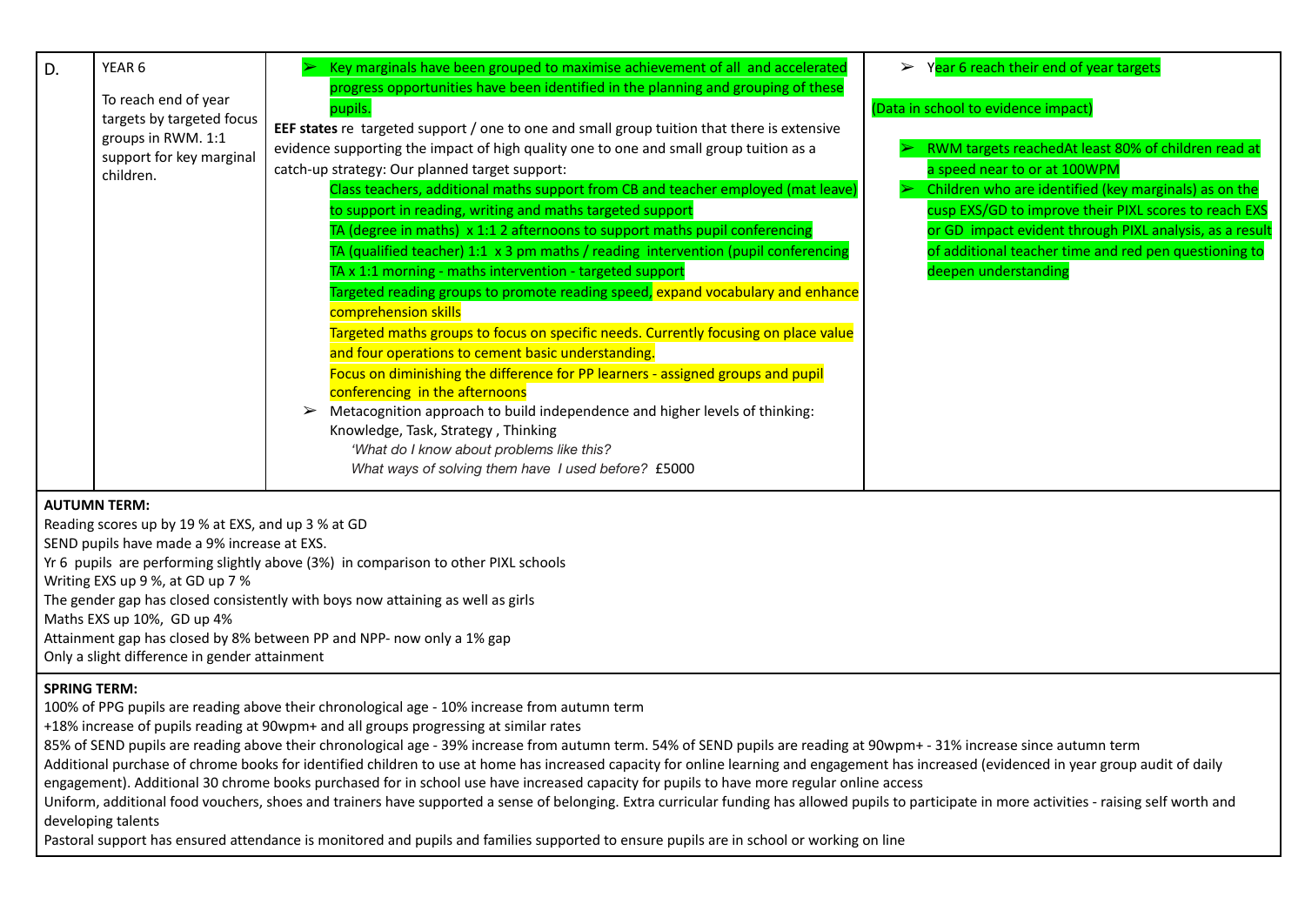| D. | YEAR 6<br><br>To reach end of year targets by targeted focus groups in RWM. 1:1 support for key marginal children. | ➢ Key marginals have been grouped to maximise achievement of all and accelerated progress opportunities have been identified in the planning and grouping of these pupils.<br>**EEF states** re targeted support / one to one and small group tuition that there is extensive evidence supporting the impact of high quality one to one and small group tuition as a catch-up strategy: Our planned target support:<br>Class teachers, additional maths support from CB and teacher employed (mat leave) to support in reading, writing and maths targeted support<br>TA (degree in maths) x 1:1 2 afternoons to support maths pupil conferencing<br>TA (qualified teacher) 1:1 x 3 pm maths / reading intervention (pupil conferencing<br>TA x 1:1 morning - maths intervention - targeted support<br>Targeted reading groups to promote reading speed, expand vocabulary and enhance comprehension skills<br>Targeted maths groups to focus on specific needs. Currently focusing on place value and four operations to cement basic understanding.<br>Focus on diminishing the difference for PP learners - assigned groups and pupil conferencing in the afternoons<br>➢ Metacognition approach to build independence and higher levels of thinking: Knowledge, Task, Strategy , Thinking<br>*'What do I know about problems like this?*<br>*What ways of solving them have I used before?* £5000 | ➢ Year 6 reach their end of year targets<br><br>(Data in school to evidence impact)<br><br>➢ RWM targets reachedAt least 80% of children read at a speed near to or at 100WPM<br>➢ Children who are identified (key marginals) as on the cusp EXS/GD to improve their PIXL scores to reach EXS or GD impact evident through PIXL analysis, as a result of additional teacher time and red pen questioning to deepen understanding |

**AUTUMN TERM:**

Reading scores up by 19 % at EXS, and up 3 % at GD
SEND pupils have made a 9% increase at EXS.
Yr 6 pupils are performing slightly above (3%) in comparison to other PIXL schools
Writing EXS up 9 %, at GD up 7 %
The gender gap has closed consistently with boys now attaining as well as girls
Maths EXS up 10%, GD up 4%
Attainment gap has closed by 8% between PP and NPP- now only a 1% gap
Only a slight difference in gender attainment

**SPRING TERM:**

100% of PPG pupils are reading above their chronological age - 10% increase from autumn term
+18% increase of pupils reading at 90wpm+ and all groups progressing at similar rates
85% of SEND pupils are reading above their chronological age - 39% increase from autumn term. 54% of SEND pupils are reading at 90wpm+ - 31% increase since autumn term
Additional purchase of chrome books for identified children to use at home has increased capacity for online learning and engagement has increased (evidenced in year group audit of daily engagement). Additional 30 chrome books purchased for in school use have increased capacity for pupils to have more regular online access
Uniform, additional food vouchers, shoes and trainers have supported a sense of belonging. Extra curricular funding has allowed pupils to participate in more activities - raising self worth and developing talents
Pastoral support has ensured attendance is monitored and pupils and families supported to ensure pupils are in school or working on line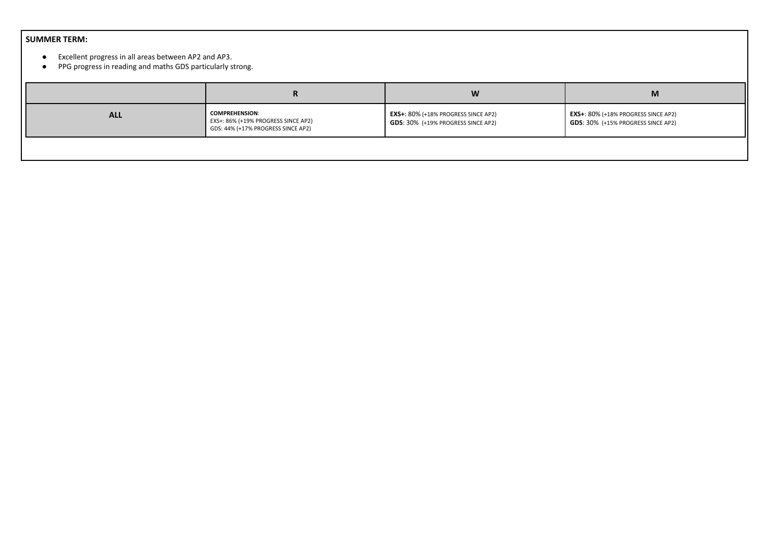**SUMMER TERM:**

- Excellent progress in all areas between AP2 and AP3.
- PPG progress in reading and maths GDS particularly strong.

| | R | W | M |
|---|---|---|---|
| **ALL** | **COMPREHENSION**:<br>EXS+: 86% (+19% PROGRESS SINCE AP2)<br>GDS: 44% (+17% PROGRESS SINCE AP2) | **EXS+**: 80% (+18% PROGRESS SINCE AP2)<br>**GDS**: 30% (+19% PROGRESS SINCE AP2) | **EXS+**: 80% (+18% PROGRESS SINCE AP2)<br>**GDS**: 30% (+15% PROGRESS SINCE AP2) |